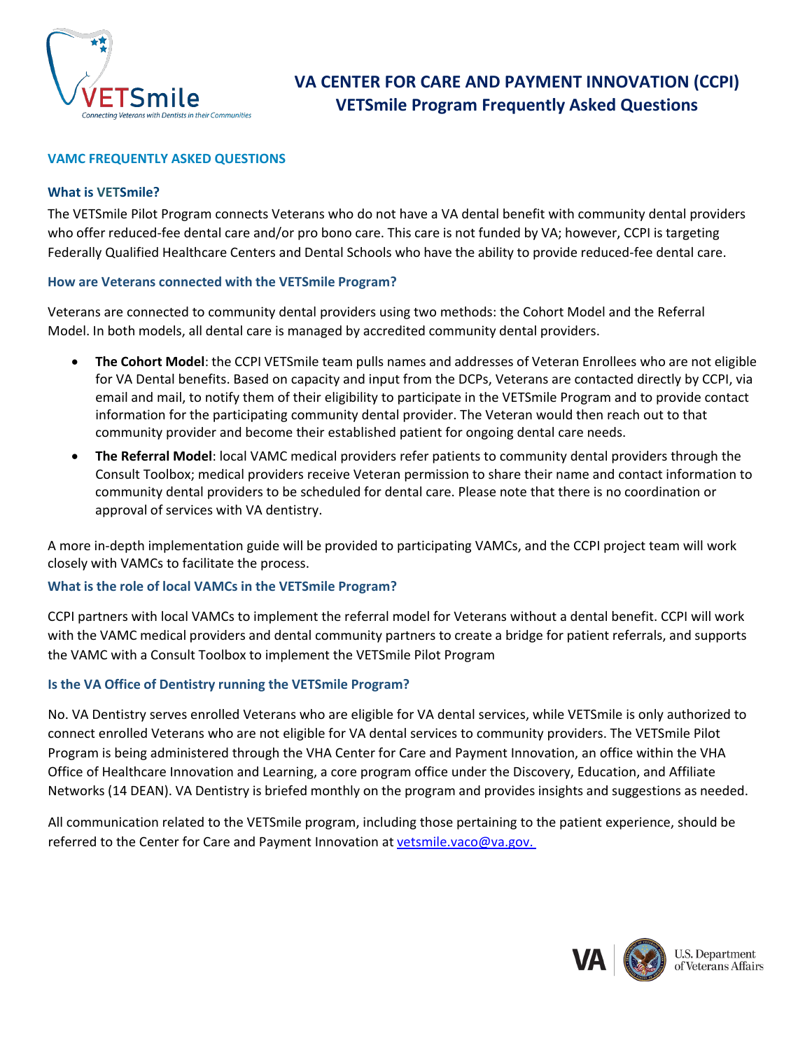# VA CENTER FOR CARE AND PAYMENT INNOVATION (CCPI)
# VETSmile Program Frequently Asked Questions

## VAMC FREQUENTLY ASKED QUESTIONS

### What is VETSmile?

The VETSmile Pilot Program connects Veterans who do not have a VA dental benefit with community dental providers who offer reduced-fee dental care and/or pro bono care. This care is not funded by VA; however, CCPI is targeting Federally Qualified Healthcare Centers and Dental Schools who have the ability to provide reduced-fee dental care.

### How are Veterans connected with the VETSmile Program?

Veterans are connected to community dental providers using two methods: the Cohort Model and the Referral Model. In both models, all dental care is managed by accredited community dental providers.

- **The Cohort Model**: the CCPI VETSmile team pulls names and addresses of Veteran Enrollees who are not eligible for VA Dental benefits. Based on capacity and input from the DCPs, Veterans are contacted directly by CCPI, via email and mail, to notify them of their eligibility to participate in the VETSmile Program and to provide contact information for the participating community dental provider. The Veteran would then reach out to that community provider and become their established patient for ongoing dental care needs.
- **The Referral Model**: local VAMC medical providers refer patients to community dental providers through the Consult Toolbox; medical providers receive Veteran permission to share their name and contact information to community dental providers to be scheduled for dental care. Please note that there is no coordination or approval of services with VA dentistry.

A more in-depth implementation guide will be provided to participating VAMCs, and the CCPI project team will work closely with VAMCs to facilitate the process.

### What is the role of local VAMCs in the VETSmile Program?

CCPI partners with local VAMCs to implement the referral model for Veterans without a dental benefit. CCPI will work with the VAMC medical providers and dental community partners to create a bridge for patient referrals, and supports the VAMC with a Consult Toolbox to implement the VETSmile Pilot Program

### Is the VA Office of Dentistry running the VETSmile Program?

No. VA Dentistry serves enrolled Veterans who are eligible for VA dental services, while VETSmile is only authorized to connect enrolled Veterans who are not eligible for VA dental services to community providers. The VETSmile Pilot Program is being administered through the VHA Center for Care and Payment Innovation, an office within the VHA Office of Healthcare Innovation and Learning, a core program office under the Discovery, Education, and Affiliate Networks (14 DEAN). VA Dentistry is briefed monthly on the program and provides insights and suggestions as needed.

All communication related to the VETSmile program, including those pertaining to the patient experience, should be referred to the Center for Care and Payment Innovation at vetsmile.vaco@va.gov.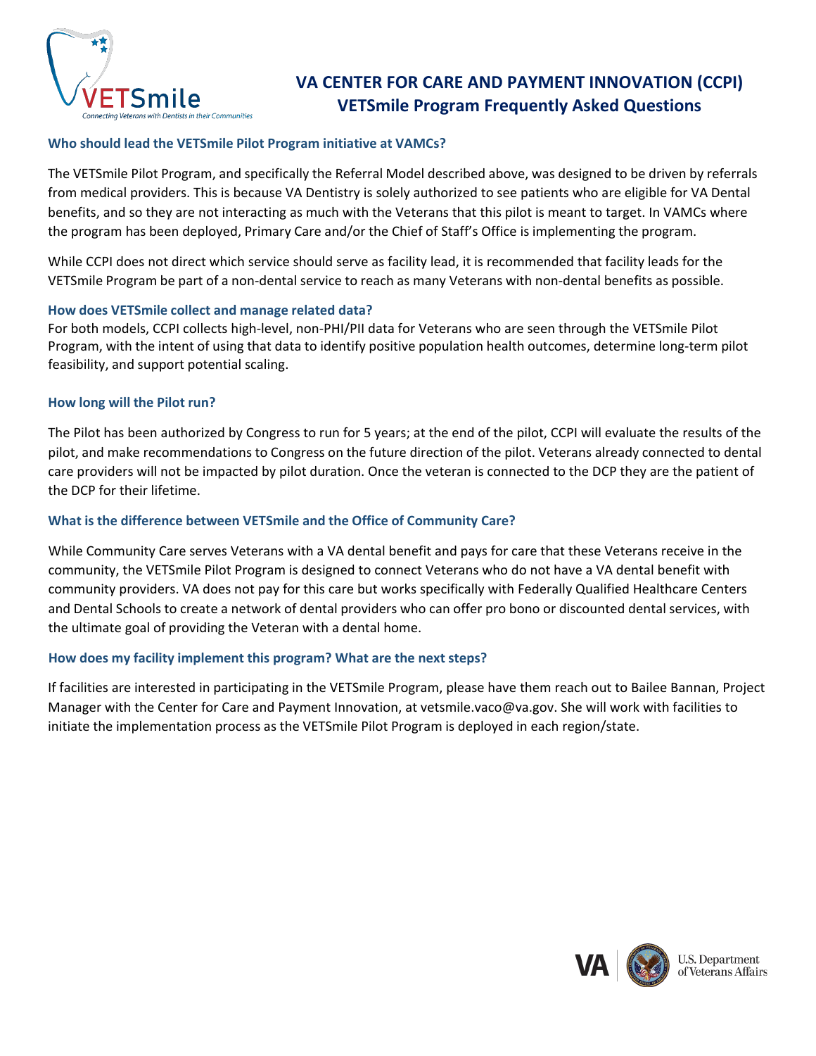# VA CENTER FOR CARE AND PAYMENT INNOVATION (CCPI)
## VETSmile Program Frequently Asked Questions

### Who should lead the VETSmile Pilot Program initiative at VAMCs?

The VETSmile Pilot Program, and specifically the Referral Model described above, was designed to be driven by referrals from medical providers. This is because VA Dentistry is solely authorized to see patients who are eligible for VA Dental benefits, and so they are not interacting as much with the Veterans that this pilot is meant to target. In VAMCs where the program has been deployed, Primary Care and/or the Chief of Staff's Office is implementing the program.

While CCPI does not direct which service should serve as facility lead, it is recommended that facility leads for the VETSmile Program be part of a non-dental service to reach as many Veterans with non-dental benefits as possible.

### How does VETSmile collect and manage related data?

For both models, CCPI collects high-level, non-PHI/PII data for Veterans who are seen through the VETSmile Pilot Program, with the intent of using that data to identify positive population health outcomes, determine long-term pilot feasibility, and support potential scaling.

### How long will the Pilot run?

The Pilot has been authorized by Congress to run for 5 years; at the end of the pilot, CCPI will evaluate the results of the pilot, and make recommendations to Congress on the future direction of the pilot. Veterans already connected to dental care providers will not be impacted by pilot duration. Once the veteran is connected to the DCP they are the patient of the DCP for their lifetime.

### What is the difference between VETSmile and the Office of Community Care?

While Community Care serves Veterans with a VA dental benefit and pays for care that these Veterans receive in the community, the VETSmile Pilot Program is designed to connect Veterans who do not have a VA dental benefit with community providers. VA does not pay for this care but works specifically with Federally Qualified Healthcare Centers and Dental Schools to create a network of dental providers who can offer pro bono or discounted dental services, with the ultimate goal of providing the Veteran with a dental home.

### How does my facility implement this program? What are the next steps?

If facilities are interested in participating in the VETSmile Program, please have them reach out to Bailee Bannan, Project Manager with the Center for Care and Payment Innovation, at vetsmile.vaco@va.gov. She will work with facilities to initiate the implementation process as the VETSmile Pilot Program is deployed in each region/state.